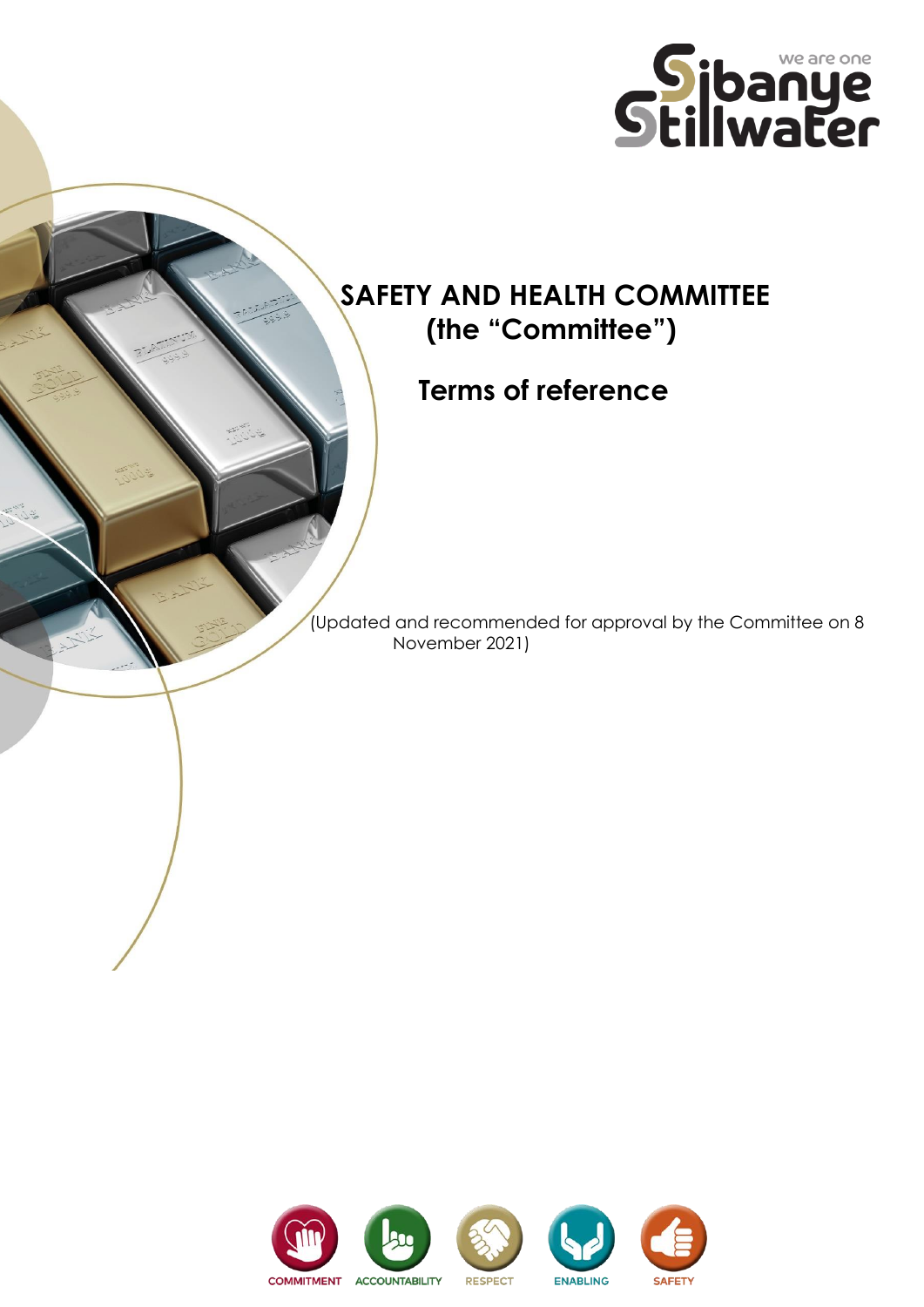# SAFETY AND HEALTH COMMITTEE (the "Committee")

## Terms of reference

(Updated and recommended for approval by the Committee on 8 November 2021)

COMMITMENT ACCOUNTABILITY RESPECT ENABLING SAFETY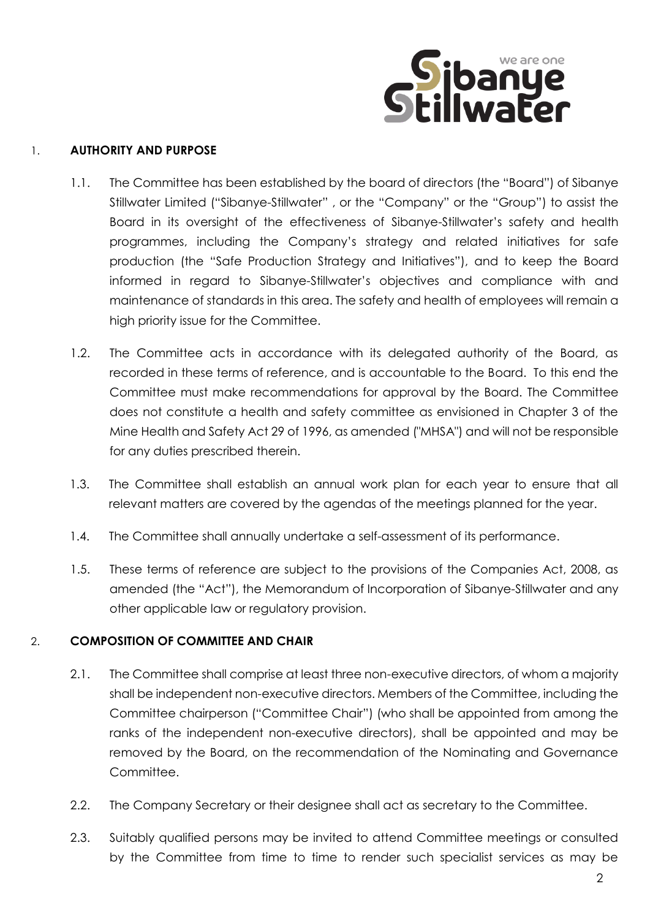## 1. AUTHORITY AND PURPOSE

1.1. The Committee has been established by the board of directors (the "Board") of Sibanye Stillwater Limited ("Sibanye-Stillwater" , or the "Company" or the "Group") to assist the Board in its oversight of the effectiveness of Sibanye-Stillwater's safety and health programmes, including the Company's strategy and related initiatives for safe production (the "Safe Production Strategy and Initiatives"), and to keep the Board informed in regard to Sibanye-Stillwater's objectives and compliance with and maintenance of standards in this area. The safety and health of employees will remain a high priority issue for the Committee.

1.2. The Committee acts in accordance with its delegated authority of the Board, as recorded in these terms of reference, and is accountable to the Board. To this end the Committee must make recommendations for approval by the Board. The Committee does not constitute a health and safety committee as envisioned in Chapter 3 of the Mine Health and Safety Act 29 of 1996, as amended ("MHSA") and will not be responsible for any duties prescribed therein.

1.3. The Committee shall establish an annual work plan for each year to ensure that all relevant matters are covered by the agendas of the meetings planned for the year.

1.4. The Committee shall annually undertake a self-assessment of its performance.

1.5. These terms of reference are subject to the provisions of the Companies Act, 2008, as amended (the "Act"), the Memorandum of Incorporation of Sibanye-Stillwater and any other applicable law or regulatory provision.

## 2. COMPOSITION OF COMMITTEE AND CHAIR

2.1. The Committee shall comprise at least three non-executive directors, of whom a majority shall be independent non-executive directors. Members of the Committee, including the Committee chairperson ("Committee Chair") (who shall be appointed from among the ranks of the independent non-executive directors), shall be appointed and may be removed by the Board, on the recommendation of the Nominating and Governance Committee.

2.2. The Company Secretary or their designee shall act as secretary to the Committee.

2.3. Suitably qualified persons may be invited to attend Committee meetings or consulted by the Committee from time to time to render such specialist services as may be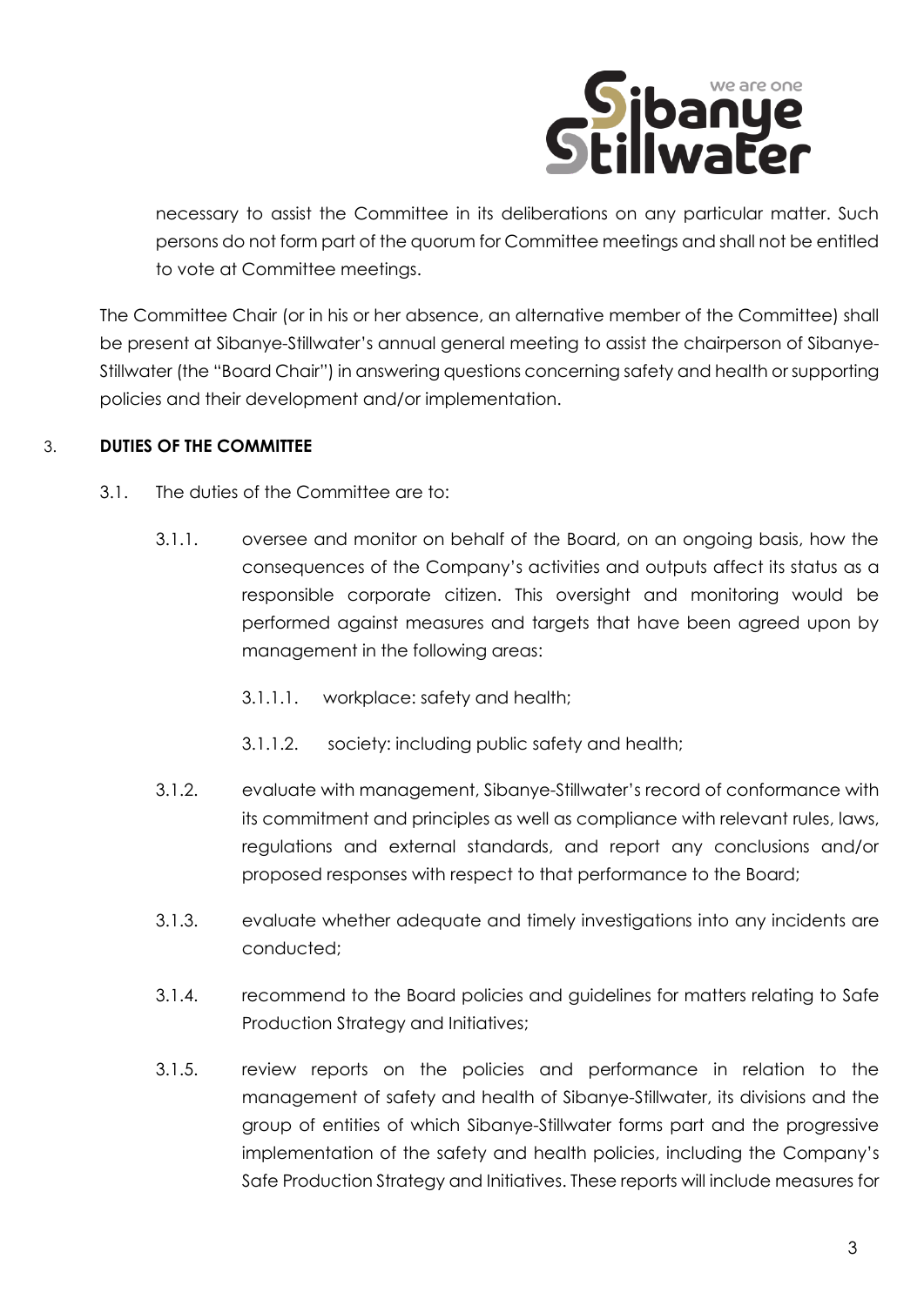necessary to assist the Committee in its deliberations on any particular matter. Such persons do not form part of the quorum for Committee meetings and shall not be entitled to vote at Committee meetings.

The Committee Chair (or in his or her absence, an alternative member of the Committee) shall be present at Sibanye-Stillwater's annual general meeting to assist the chairperson of Sibanye-Stillwater (the "Board Chair") in answering questions concerning safety and health or supporting policies and their development and/or implementation.

## 3. DUTIES OF THE COMMITTEE

3.1. The duties of the Committee are to:

3.1.1. oversee and monitor on behalf of the Board, on an ongoing basis, how the consequences of the Company's activities and outputs affect its status as a responsible corporate citizen. This oversight and monitoring would be performed against measures and targets that have been agreed upon by management in the following areas:

3.1.1.1. workplace: safety and health;

3.1.1.2. society: including public safety and health;

3.1.2. evaluate with management, Sibanye-Stillwater's record of conformance with its commitment and principles as well as compliance with relevant rules, laws, regulations and external standards, and report any conclusions and/or proposed responses with respect to that performance to the Board;

3.1.3. evaluate whether adequate and timely investigations into any incidents are conducted;

3.1.4. recommend to the Board policies and guidelines for matters relating to Safe Production Strategy and Initiatives;

3.1.5. review reports on the policies and performance in relation to the management of safety and health of Sibanye-Stillwater, its divisions and the group of entities of which Sibanye-Stillwater forms part and the progressive implementation of the safety and health policies, including the Company's Safe Production Strategy and Initiatives. These reports will include measures for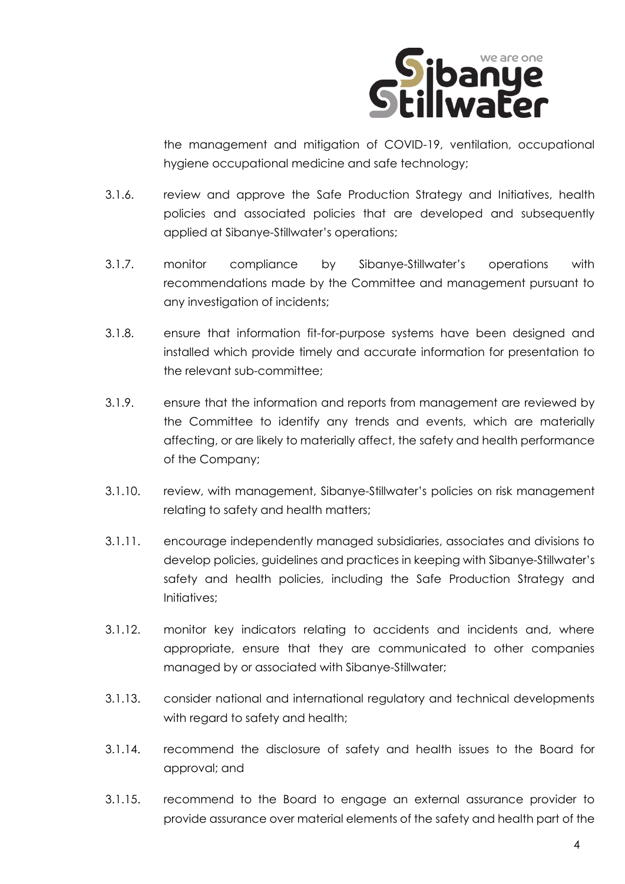the management and mitigation of COVID-19, ventilation, occupational hygiene occupational medicine and safe technology;

3.1.6. review and approve the Safe Production Strategy and Initiatives, health policies and associated policies that are developed and subsequently applied at Sibanye-Stillwater's operations;

3.1.7. monitor compliance by Sibanye-Stillwater's operations with recommendations made by the Committee and management pursuant to any investigation of incidents;

3.1.8. ensure that information fit-for-purpose systems have been designed and installed which provide timely and accurate information for presentation to the relevant sub-committee;

3.1.9. ensure that the information and reports from management are reviewed by the Committee to identify any trends and events, which are materially affecting, or are likely to materially affect, the safety and health performance of the Company;

3.1.10. review, with management, Sibanye-Stillwater's policies on risk management relating to safety and health matters;

3.1.11. encourage independently managed subsidiaries, associates and divisions to develop policies, guidelines and practices in keeping with Sibanye-Stillwater's safety and health policies, including the Safe Production Strategy and Initiatives;

3.1.12. monitor key indicators relating to accidents and incidents and, where appropriate, ensure that they are communicated to other companies managed by or associated with Sibanye-Stillwater;

3.1.13. consider national and international regulatory and technical developments with regard to safety and health;

3.1.14. recommend the disclosure of safety and health issues to the Board for approval; and

3.1.15. recommend to the Board to engage an external assurance provider to provide assurance over material elements of the safety and health part of the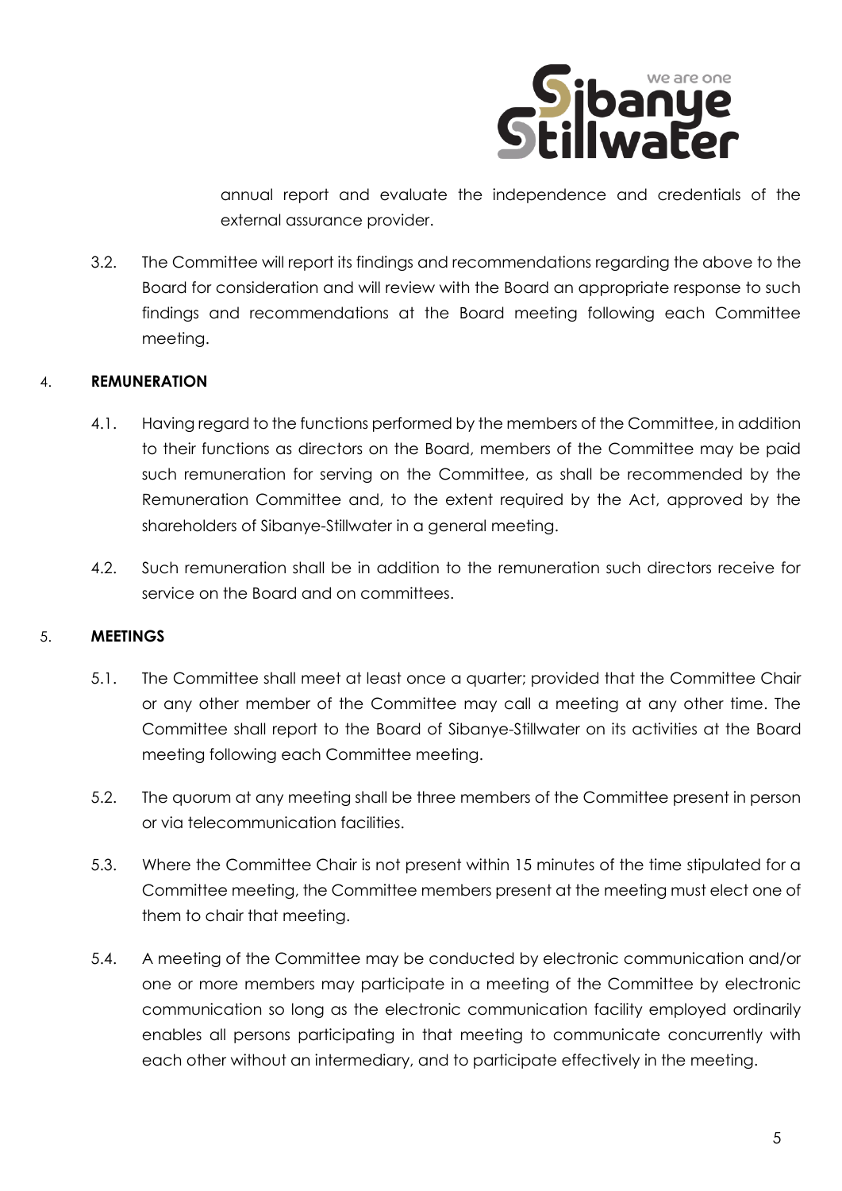annual report and evaluate the independence and credentials of the external assurance provider.

3.2. The Committee will report its findings and recommendations regarding the above to the Board for consideration and will review with the Board an appropriate response to such findings and recommendations at the Board meeting following each Committee meeting.

## 4. REMUNERATION

4.1. Having regard to the functions performed by the members of the Committee, in addition to their functions as directors on the Board, members of the Committee may be paid such remuneration for serving on the Committee, as shall be recommended by the Remuneration Committee and, to the extent required by the Act, approved by the shareholders of Sibanye-Stillwater in a general meeting.

4.2. Such remuneration shall be in addition to the remuneration such directors receive for service on the Board and on committees.

## 5. MEETINGS

5.1. The Committee shall meet at least once a quarter; provided that the Committee Chair or any other member of the Committee may call a meeting at any other time. The Committee shall report to the Board of Sibanye-Stillwater on its activities at the Board meeting following each Committee meeting.

5.2. The quorum at any meeting shall be three members of the Committee present in person or via telecommunication facilities.

5.3. Where the Committee Chair is not present within 15 minutes of the time stipulated for a Committee meeting, the Committee members present at the meeting must elect one of them to chair that meeting.

5.4. A meeting of the Committee may be conducted by electronic communication and/or one or more members may participate in a meeting of the Committee by electronic communication so long as the electronic communication facility employed ordinarily enables all persons participating in that meeting to communicate concurrently with each other without an intermediary, and to participate effectively in the meeting.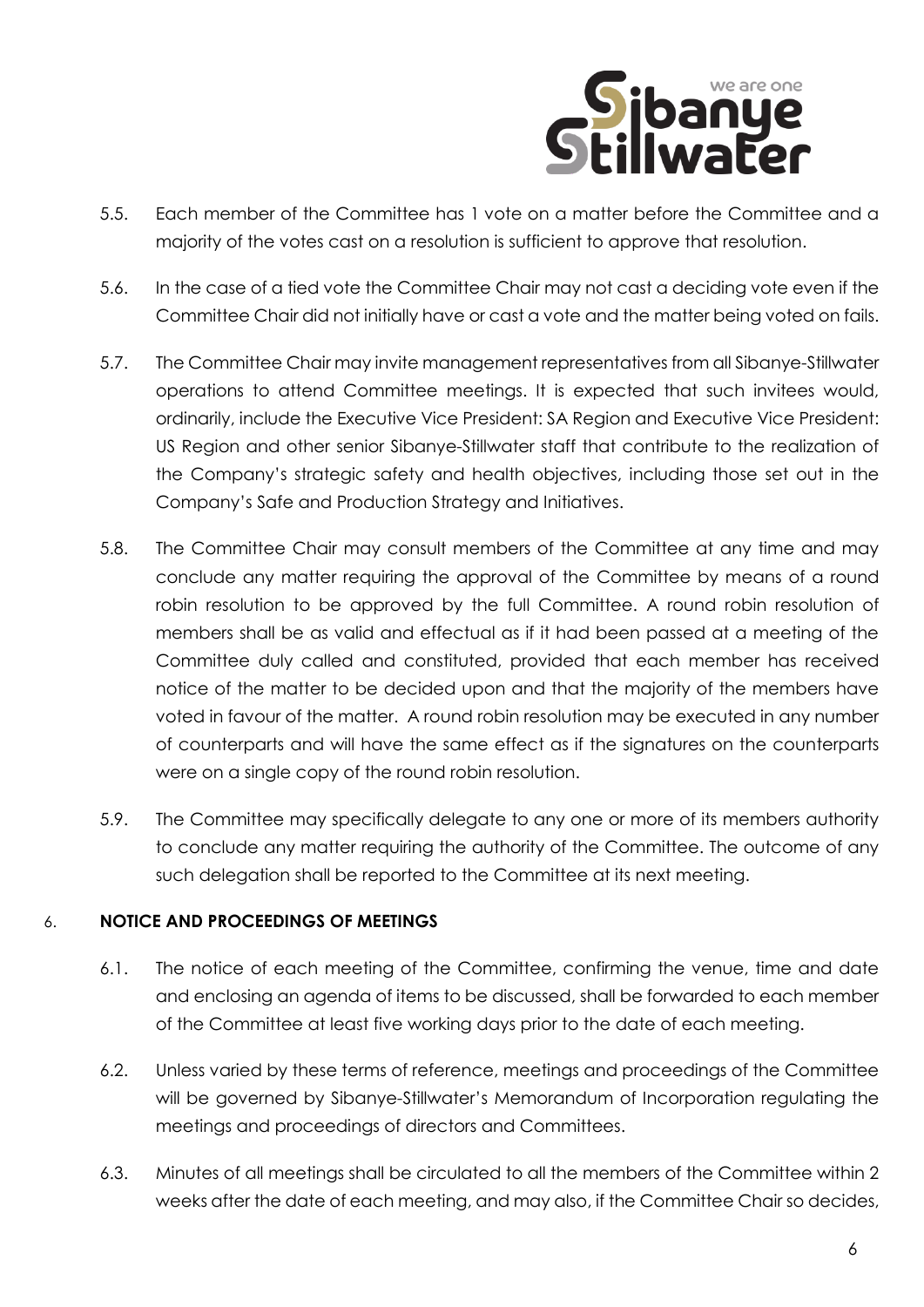5.5. Each member of the Committee has 1 vote on a matter before the Committee and a majority of the votes cast on a resolution is sufficient to approve that resolution.

5.6. In the case of a tied vote the Committee Chair may not cast a deciding vote even if the Committee Chair did not initially have or cast a vote and the matter being voted on fails.

5.7. The Committee Chair may invite management representatives from all Sibanye-Stillwater operations to attend Committee meetings. It is expected that such invitees would, ordinarily, include the Executive Vice President: SA Region and Executive Vice President: US Region and other senior Sibanye-Stillwater staff that contribute to the realization of the Company's strategic safety and health objectives, including those set out in the Company's Safe and Production Strategy and Initiatives.

5.8. The Committee Chair may consult members of the Committee at any time and may conclude any matter requiring the approval of the Committee by means of a round robin resolution to be approved by the full Committee. A round robin resolution of members shall be as valid and effectual as if it had been passed at a meeting of the Committee duly called and constituted, provided that each member has received notice of the matter to be decided upon and that the majority of the members have voted in favour of the matter. A round robin resolution may be executed in any number of counterparts and will have the same effect as if the signatures on the counterparts were on a single copy of the round robin resolution.

5.9. The Committee may specifically delegate to any one or more of its members authority to conclude any matter requiring the authority of the Committee. The outcome of any such delegation shall be reported to the Committee at its next meeting.

## 6. NOTICE AND PROCEEDINGS OF MEETINGS

6.1. The notice of each meeting of the Committee, confirming the venue, time and date and enclosing an agenda of items to be discussed, shall be forwarded to each member of the Committee at least five working days prior to the date of each meeting.

6.2. Unless varied by these terms of reference, meetings and proceedings of the Committee will be governed by Sibanye-Stillwater's Memorandum of Incorporation regulating the meetings and proceedings of directors and Committees.

6.3. Minutes of all meetings shall be circulated to all the members of the Committee within 2 weeks after the date of each meeting, and may also, if the Committee Chair so decides,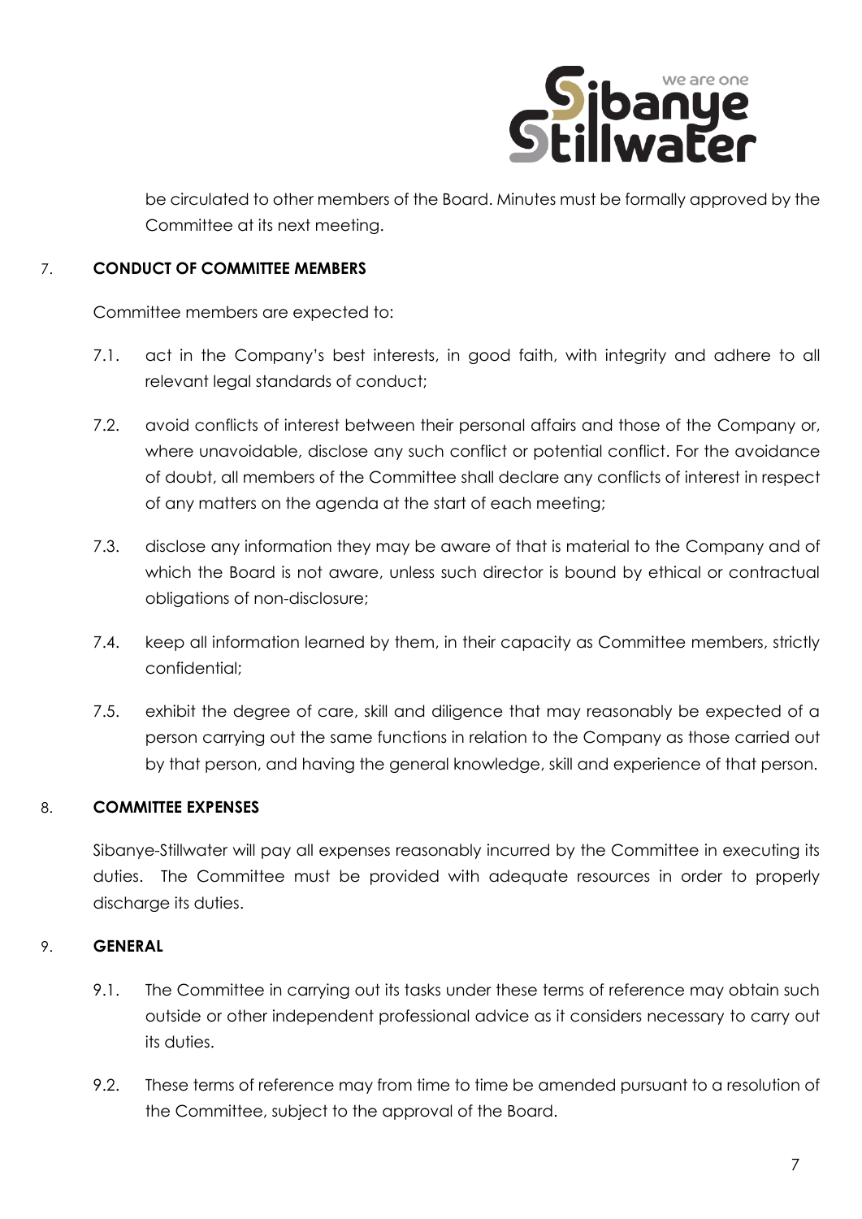be circulated to other members of the Board. Minutes must be formally approved by the Committee at its next meeting.

## 7. CONDUCT OF COMMITTEE MEMBERS

Committee members are expected to:

7.1. act in the Company's best interests, in good faith, with integrity and adhere to all relevant legal standards of conduct;

7.2. avoid conflicts of interest between their personal affairs and those of the Company or, where unavoidable, disclose any such conflict or potential conflict. For the avoidance of doubt, all members of the Committee shall declare any conflicts of interest in respect of any matters on the agenda at the start of each meeting;

7.3. disclose any information they may be aware of that is material to the Company and of which the Board is not aware, unless such director is bound by ethical or contractual obligations of non-disclosure;

7.4. keep all information learned by them, in their capacity as Committee members, strictly confidential;

7.5. exhibit the degree of care, skill and diligence that may reasonably be expected of a person carrying out the same functions in relation to the Company as those carried out by that person, and having the general knowledge, skill and experience of that person.

## 8. COMMITTEE EXPENSES

Sibanye-Stillwater will pay all expenses reasonably incurred by the Committee in executing its duties. The Committee must be provided with adequate resources in order to properly discharge its duties.

## 9. GENERAL

9.1. The Committee in carrying out its tasks under these terms of reference may obtain such outside or other independent professional advice as it considers necessary to carry out its duties.

9.2. These terms of reference may from time to time be amended pursuant to a resolution of the Committee, subject to the approval of the Board.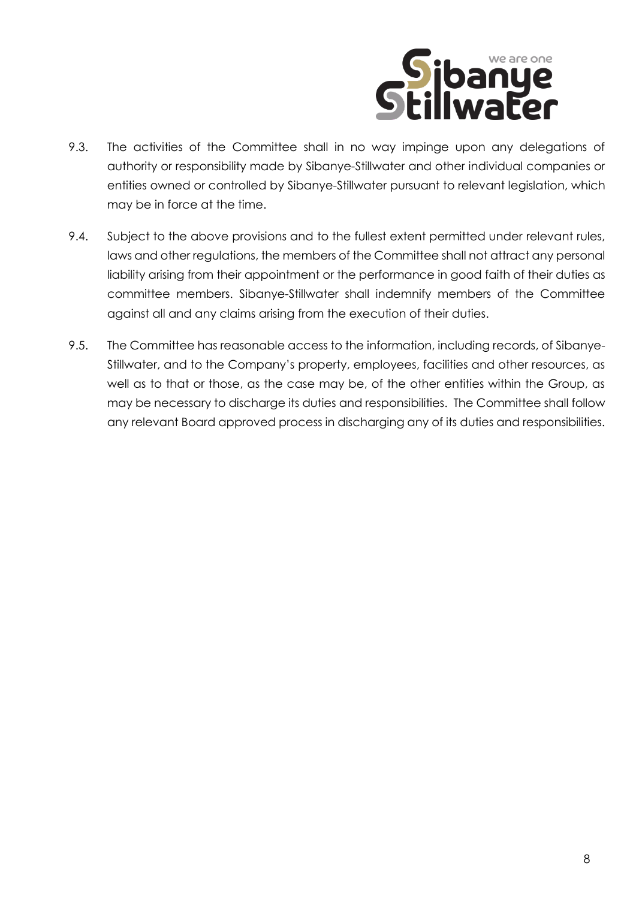9.3. The activities of the Committee shall in no way impinge upon any delegations of authority or responsibility made by Sibanye-Stillwater and other individual companies or entities owned or controlled by Sibanye-Stillwater pursuant to relevant legislation, which may be in force at the time.

9.4. Subject to the above provisions and to the fullest extent permitted under relevant rules, laws and other regulations, the members of the Committee shall not attract any personal liability arising from their appointment or the performance in good faith of their duties as committee members. Sibanye-Stillwater shall indemnify members of the Committee against all and any claims arising from the execution of their duties.

9.5. The Committee has reasonable access to the information, including records, of Sibanye-Stillwater, and to the Company's property, employees, facilities and other resources, as well as to that or those, as the case may be, of the other entities within the Group, as may be necessary to discharge its duties and responsibilities. The Committee shall follow any relevant Board approved process in discharging any of its duties and responsibilities.